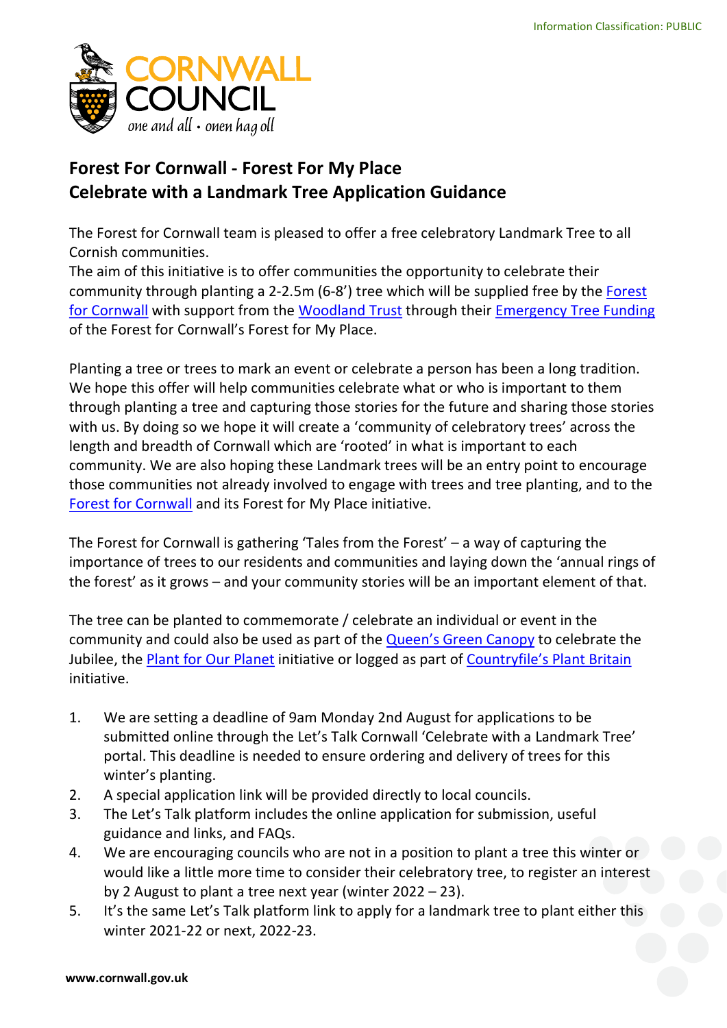Information Classification: PUBLIC

# Forest For Cornwall - Forest For My Place
# Celebrate with a Landmark Tree Application Guidance

The Forest for Cornwall team is pleased to offer a free celebratory Landmark Tree to all Cornish communities.
The aim of this initiative is to offer communities the opportunity to celebrate their community through planting a 2-2.5m (6-8') tree which will be supplied free by the Forest for Cornwall with support from the Woodland Trust through their Emergency Tree Funding of the Forest for Cornwall's Forest for My Place.

Planting a tree or trees to mark an event or celebrate a person has been a long tradition. We hope this offer will help communities celebrate what or who is important to them through planting a tree and capturing those stories for the future and sharing those stories with us. By doing so we hope it will create a 'community of celebratory trees' across the length and breadth of Cornwall which are 'rooted' in what is important to each community. We are also hoping these Landmark trees will be an entry point to encourage those communities not already involved to engage with trees and tree planting, and to the Forest for Cornwall and its Forest for My Place initiative.

The Forest for Cornwall is gathering 'Tales from the Forest' – a way of capturing the importance of trees to our residents and communities and laying down the 'annual rings of the forest' as it grows – and your community stories will be an important element of that.

The tree can be planted to commemorate / celebrate an individual or event in the community and could also be used as part of the Queen's Green Canopy to celebrate the Jubilee, the Plant for Our Planet initiative or logged as part of Countryfile's Plant Britain initiative.

1. We are setting a deadline of 9am Monday 2nd August for applications to be submitted online through the Let's Talk Cornwall 'Celebrate with a Landmark Tree' portal. This deadline is needed to ensure ordering and delivery of trees for this winter's planting.
2. A special application link will be provided directly to local councils.
3. The Let's Talk platform includes the online application for submission, useful guidance and links, and FAQs.
4. We are encouraging councils who are not in a position to plant a tree this winter or would like a little more time to consider their celebratory tree, to register an interest by 2 August to plant a tree next year (winter 2022 – 23).
5. It's the same Let's Talk platform link to apply for a landmark tree to plant either this winter 2021-22 or next, 2022-23.

www.cornwall.gov.uk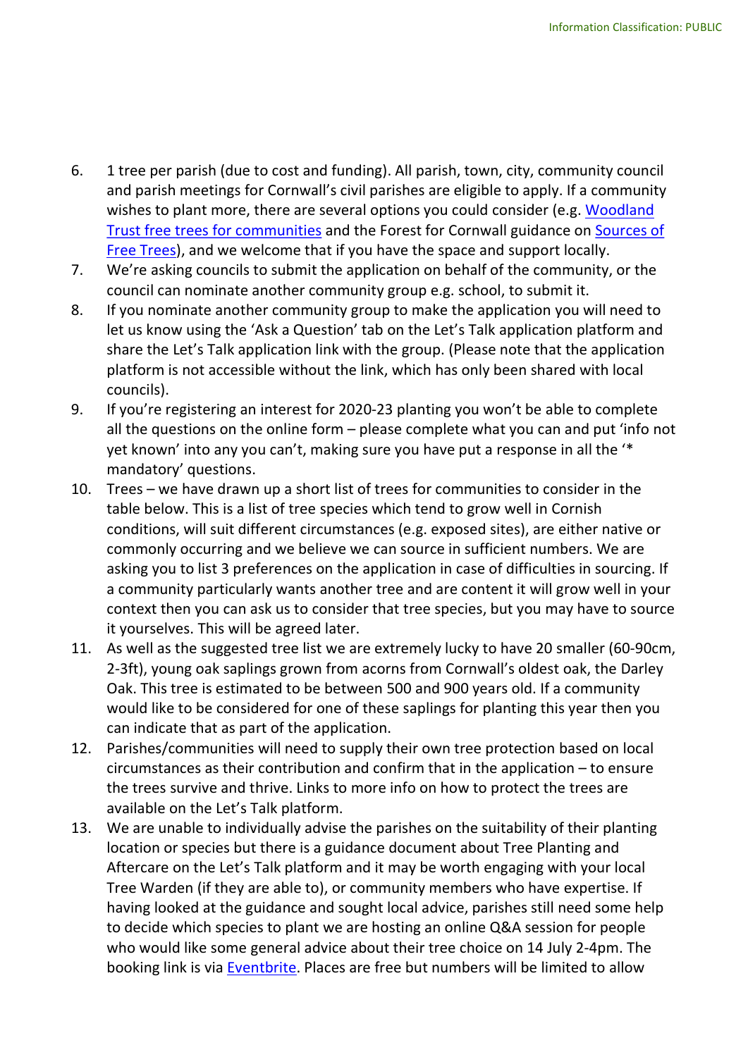6. 1 tree per parish (due to cost and funding). All parish, town, city, community council and parish meetings for Cornwall's civil parishes are eligible to apply. If a community wishes to plant more, there are several options you could consider (e.g. [Woodland Trust free trees for communities]() and the Forest for Cornwall guidance on [Sources of Free Trees]()), and we welcome that if you have the space and support locally.
7. We're asking councils to submit the application on behalf of the community, or the council can nominate another community group e.g. school, to submit it.
8. If you nominate another community group to make the application you will need to let us know using the 'Ask a Question' tab on the Let's Talk application platform and share the Let's Talk application link with the group. (Please note that the application platform is not accessible without the link, which has only been shared with local councils).
9. If you're registering an interest for 2020-23 planting you won't be able to complete all the questions on the online form – please complete what you can and put 'info not yet known' into any you can't, making sure you have put a response in all the '* mandatory' questions.
10. Trees – we have drawn up a short list of trees for communities to consider in the table below. This is a list of tree species which tend to grow well in Cornish conditions, will suit different circumstances (e.g. exposed sites), are either native or commonly occurring and we believe we can source in sufficient numbers. We are asking you to list 3 preferences on the application in case of difficulties in sourcing. If a community particularly wants another tree and are content it will grow well in your context then you can ask us to consider that tree species, but you may have to source it yourselves. This will be agreed later.
11. As well as the suggested tree list we are extremely lucky to have 20 smaller (60-90cm, 2-3ft), young oak saplings grown from acorns from Cornwall's oldest oak, the Darley Oak. This tree is estimated to be between 500 and 900 years old. If a community would like to be considered for one of these saplings for planting this year then you can indicate that as part of the application.
12. Parishes/communities will need to supply their own tree protection based on local circumstances as their contribution and confirm that in the application – to ensure the trees survive and thrive. Links to more info on how to protect the trees are available on the Let's Talk platform.
13. We are unable to individually advise the parishes on the suitability of their planting location or species but there is a guidance document about Tree Planting and Aftercare on the Let's Talk platform and it may be worth engaging with your local Tree Warden (if they are able to), or community members who have expertise. If having looked at the guidance and sought local advice, parishes still need some help to decide which species to plant we are hosting an online Q&A session for people who would like some general advice about their tree choice on 14 July 2-4pm. The booking link is via [Eventbrite](). Places are free but numbers will be limited to allow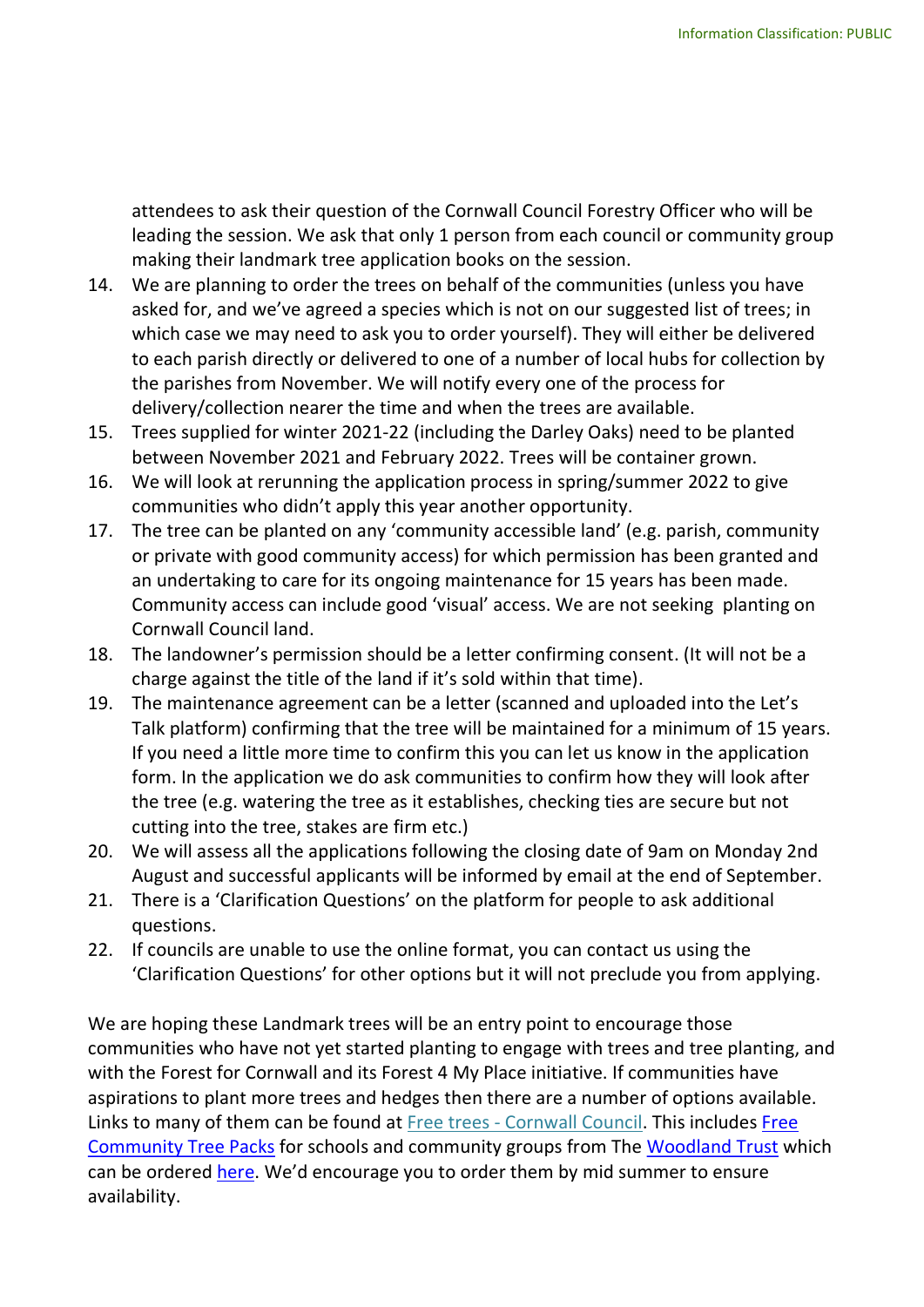attendees to ask their question of the Cornwall Council Forestry Officer who will be leading the session. We ask that only 1 person from each council or community group making their landmark tree application books on the session.

14. We are planning to order the trees on behalf of the communities (unless you have asked for, and we've agreed a species which is not on our suggested list of trees; in which case we may need to ask you to order yourself). They will either be delivered to each parish directly or delivered to one of a number of local hubs for collection by the parishes from November. We will notify every one of the process for delivery/collection nearer the time and when the trees are available.
15. Trees supplied for winter 2021-22 (including the Darley Oaks) need to be planted between November 2021 and February 2022. Trees will be container grown.
16. We will look at rerunning the application process in spring/summer 2022 to give communities who didn't apply this year another opportunity.
17. The tree can be planted on any 'community accessible land' (e.g. parish, community or private with good community access) for which permission has been granted and an undertaking to care for its ongoing maintenance for 15 years has been made. Community access can include good 'visual' access. We are not seeking planting on Cornwall Council land.
18. The landowner's permission should be a letter confirming consent. (It will not be a charge against the title of the land if it's sold within that time).
19. The maintenance agreement can be a letter (scanned and uploaded into the Let's Talk platform) confirming that the tree will be maintained for a minimum of 15 years. If you need a little more time to confirm this you can let us know in the application form. In the application we do ask communities to confirm how they will look after the tree (e.g. watering the tree as it establishes, checking ties are secure but not cutting into the tree, stakes are firm etc.)
20. We will assess all the applications following the closing date of 9am on Monday 2nd August and successful applicants will be informed by email at the end of September.
21. There is a 'Clarification Questions' on the platform for people to ask additional questions.
22. If councils are unable to use the online format, you can contact us using the 'Clarification Questions' for other options but it will not preclude you from applying.

We are hoping these Landmark trees will be an entry point to encourage those communities who have not yet started planting to engage with trees and tree planting, and with the Forest for Cornwall and its Forest 4 My Place initiative. If communities have aspirations to plant more trees and hedges then there are a number of options available. Links to many of them can be found at [Free trees - Cornwall Council](). This includes [Free Community Tree Packs]() for schools and community groups from The [Woodland Trust]() which can be ordered [here](). We'd encourage you to order them by mid summer to ensure availability.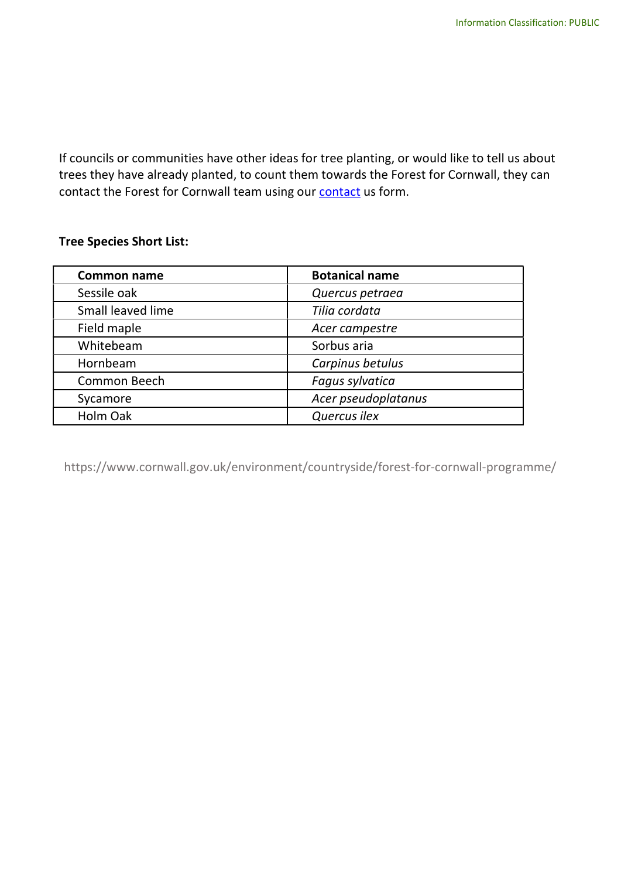If councils or communities have other ideas for tree planting, or would like to tell us about trees they have already planted, to count them towards the Forest for Cornwall, they can contact the Forest for Cornwall team using our [contact](https://www.cornwall.gov.uk/environment/countryside/forest-for-cornwall-programme/) us form.

**Tree Species Short List:**

| **Common name** | **Botanical name** |
|---|---|
| Sessile oak | *Quercus petraea* |
| Small leaved lime | *Tilia cordata* |
| Field maple | *Acer campestre* |
| Whitebeam | Sorbus aria |
| Hornbeam | *Carpinus betulus* |
| Common Beech | *Fagus sylvatica* |
| Sycamore | *Acer pseudoplatanus* |
| Holm Oak | *Quercus ilex* |

https://www.cornwall.gov.uk/environment/countryside/forest-for-cornwall-programme/